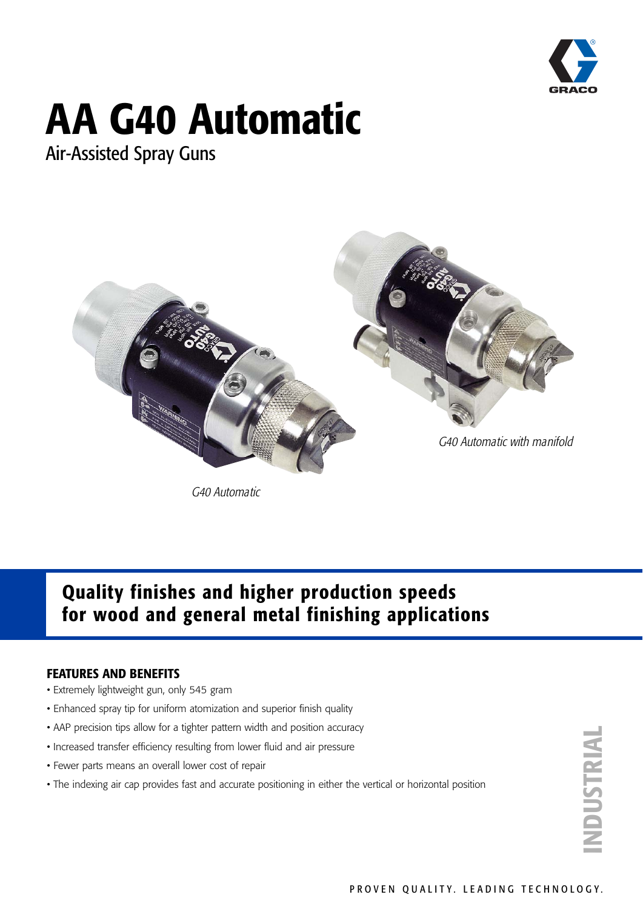# AA G40 Automatic

Air-Assisted Spray Guns

*G40 Automatic with manifold*

*G40 Automatic*

## Quality finishes and higher production speeds for wood and general metal finishing applications

### FEATURES AND BENEFITS

- Extremely lightweight gun, only 545 gram
- Enhanced spray tip for uniform atomization and superior finish quality
- AAP precision tips allow for a tighter pattern width and position accuracy
- Increased transfer efficiency resulting from lower fluid and air pressure
- Fewer parts means an overall lower cost of repair
- The indexing air cap provides fast and accurate positioning in either the vertical or horizontal position

INDUSTRIAL

PROVEN QUALITY. LEADING TECHNOLOGY.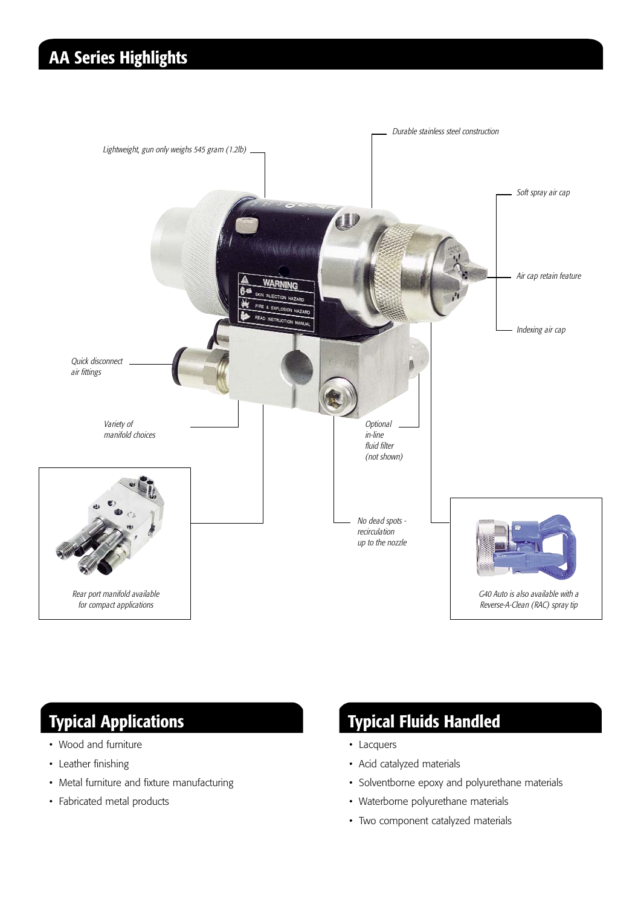## AA Series Highlights

*Lightweight, gun only weighs 545 gram (1.2lb)*

*Durable stainless steel construction*

*Soft spray air cap*

*Air cap retain feature*

*Indexing air cap*

*Quick disconnect air fittings*

*Variety of manifold choices*

*Optional in-line fluid filter (not shown)*

*No dead spots - recirculation up to the nozzle*

*Rear port manifold available for compact applications*

*G40 Auto is also available with a Reverse-A-Clean (RAC) spray tip*

## Typical Applications

- Wood and furniture
- Leather finishing
- Metal furniture and fixture manufacturing
- Fabricated metal products

## Typical Fluids Handled

- Lacquers
- Acid catalyzed materials
- Solventborne epoxy and polyurethane materials
- Waterborne polyurethane materials
- Two component catalyzed materials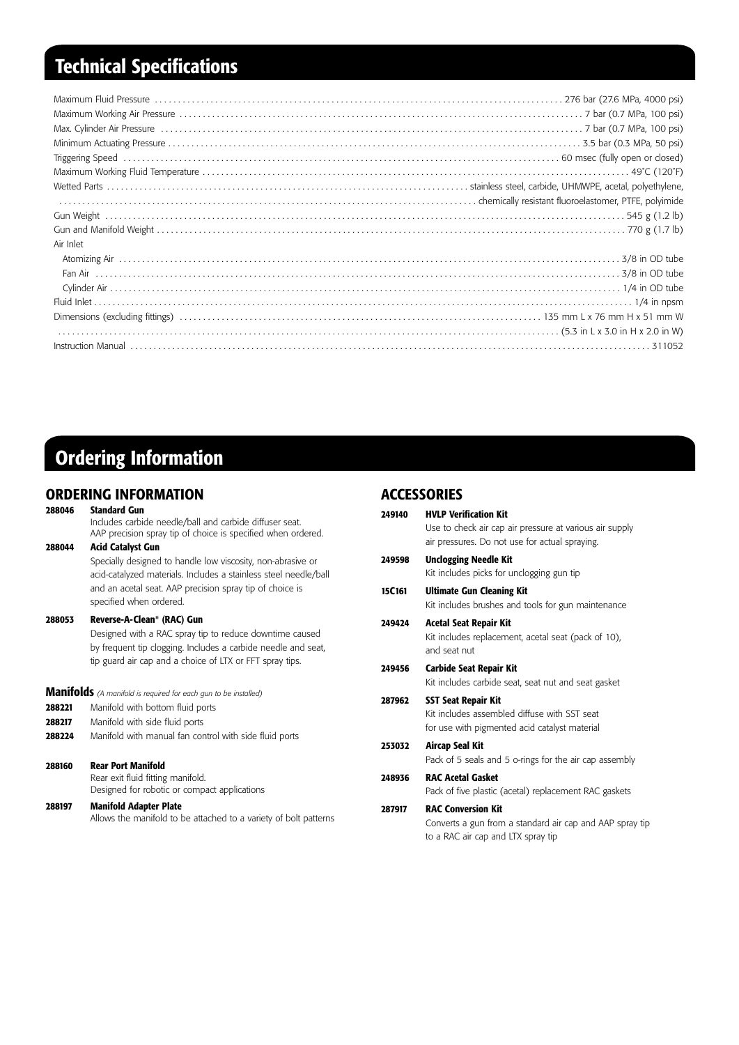# Technical Specifications

| | |
|---|---|
| Maximum Fluid Pressure | 276 bar (27.6 MPa, 4000 psi) |
| Maximum Working Air Pressure | 7 bar (0.7 MPa, 100 psi) |
| Max. Cylinder Air Pressure | 7 bar (0.7 MPa, 100 psi) |
| Minimum Actuating Pressure | 3.5 bar (0.3 MPa, 50 psi) |
| Triggering Speed | 60 msec (fully open or closed) |
| Maximum Working Fluid Temperature | 49°C (120°F) |
| Wetted Parts | stainless steel, carbide, UHMWPE, acetal, polyethylene, chemically resistant fluoroelastomer, PTFE, polyimide |
| Gun Weight | 545 g (1.2 lb) |
| Gun and Manifold Weight | 770 g (1.7 lb) |
| Air Inlet | |
| Atomizing Air | 3/8 in OD tube |
| Fan Air | 3/8 in OD tube |
| Cylinder Air | 1/4 in OD tube |
| Fluid Inlet | 1/4 in npsm |
| Dimensions (excluding fittings) | 135 mm L x 76 mm H x 51 mm W (5.3 in L x 3.0 in H x 2.0 in W) |
| Instruction Manual | 311052 |

# Ordering Information

## ORDERING INFORMATION

**288046 Standard Gun**
Includes carbide needle/ball and carbide diffuser seat. AAP precision spray tip of choice is specified when ordered.

**288044 Acid Catalyst Gun**
Specially designed to handle low viscosity, non-abrasive or acid-catalyzed materials. Includes a stainless steel needle/ball and an acetal seat. AAP precision spray tip of choice is specified when ordered.

**288053 Reverse-A-Clean® (RAC) Gun**
Designed with a RAC spray tip to reduce downtime caused by frequent tip clogging. Includes a carbide needle and seat, tip guard air cap and a choice of LTX or FFT spray tips.

### Manifolds *(A manifold is required for each gun to be installed)*

**288221** Manifold with bottom fluid ports
**288217** Manifold with side fluid ports
**288224** Manifold with manual fan control with side fluid ports

**288160 Rear Port Manifold**
Rear exit fluid fitting manifold.
Designed for robotic or compact applications

**288197 Manifold Adapter Plate**
Allows the manifold to be attached to a variety of bolt patterns

## ACCESSORIES

**249140 HVLP Verification Kit**
Use to check air cap air pressure at various air supply air pressures. Do not use for actual spraying.

**249598 Unclogging Needle Kit**
Kit includes picks for unclogging gun tip

**15C161 Ultimate Gun Cleaning Kit**
Kit includes brushes and tools for gun maintenance

**249424 Acetal Seat Repair Kit**
Kit includes replacement, acetal seat (pack of 10), and seat nut

**249456 Carbide Seat Repair Kit**
Kit includes carbide seat, seat nut and seat gasket

**287962 SST Seat Repair Kit**
Kit includes assembled diffuse with SST seat for use with pigmented acid catalyst material

**253032 Aircap Seal Kit**
Pack of 5 seals and 5 o-rings for the air cap assembly

**248936 RAC Acetal Gasket**
Pack of five plastic (acetal) replacement RAC gaskets

**287917 RAC Conversion Kit**
Converts a gun from a standard air cap and AAP spray tip to a RAC air cap and LTX spray tip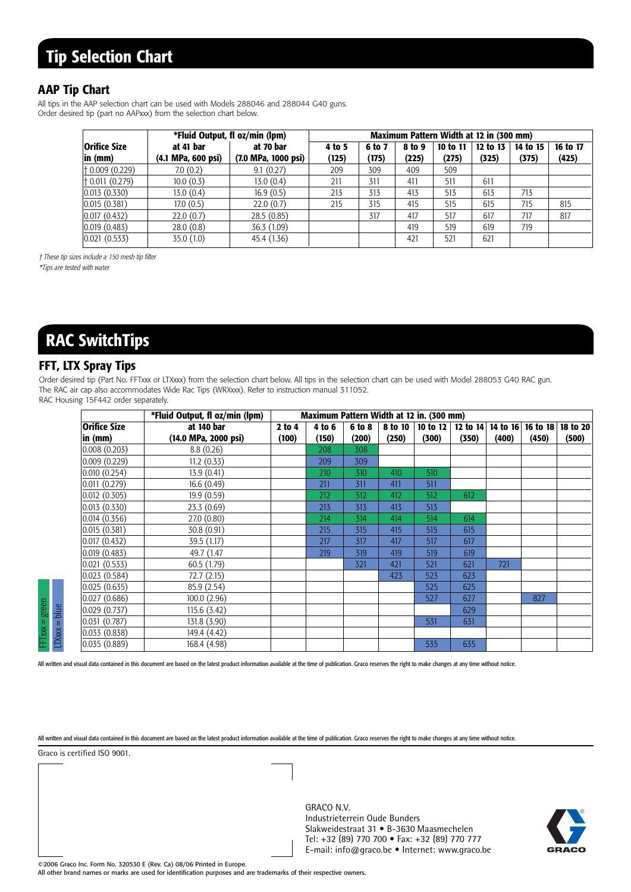# Tip Selection Chart

## AAP Tip Chart

All tips in the AAP selection chart can be used with Models 288046 and 288044 G40 guns.
Order desired tip (part no AAPxxx) from the selection chart below.

| Orifice Size | *Fluid Output, fl oz/min (lpm) | | Maximum Pattern Width at 12 in (300 mm) | | | | | | |
|---|---|---|---|---|---|---|---|---|---|
| in (mm) | at 41 bar (4.1 MPa, 600 psi) | at 70 bar (7.0 MPa, 1000 psi) | 4 to 5 (125) | 6 to 7 (175) | 8 to 9 (225) | 10 to 11 (275) | 12 to 13 (325) | 14 to 15 (375) | 16 to 17 (425) |
| † 0.009 (0.229) | 7.0 (0.2) | 9.1 (0.27) | 209 | 309 | 409 | 509 | | | |
| † 0.011 (0.279) | 10.0 (0.3) | 13.0 (0.4) | 211 | 311 | 411 | 511 | 611 | | |
| 0.013 (0.330) | 13.0 (0.4) | 16.9 (0.5) | 213 | 313 | 413 | 513 | 613 | 713 | |
| 0.015 (0.381) | 17.0 (0.5) | 22.0 (0.7) | 215 | 315 | 415 | 515 | 615 | 715 | 815 |
| 0.017 (0.432) | 22.0 (0.7) | 28.5 (0.85) | | 317 | 417 | 517 | 617 | 717 | 817 |
| 0.019 (0.483) | 28.0 (0.8) | 36.3 (1.09) | | | 419 | 519 | 619 | 719 | |
| 0.021 (0.533) | 35.0 (1.0) | 45.4 (1.36) | | | 421 | 521 | 621 | | |

*† These tip sizes include a 150 mesh tip filter*

*\*Tips are tested with water*

# RAC SwitchTips

## FFT, LTX Spray Tips

Order desired tip (Part No. FFTxxx or LTXxxx) from the selection chart below. All tips in the selection chart can be used with Model 288053 G40 RAC gun. The RAC air cap also accommodates Wide Rac Tips (WRXxxx). Refer to instruction manual 311052.
RAC Housing 15F442 order separately.

| Orifice Size | *Fluid Output, fl oz/min (lpm) | Maximum Pattern Width at 12 in. (300 mm) | | | | | | | | |
|---|---|---|---|---|---|---|---|---|---|---|
| in (mm) | at 140 bar (14.0 MPa, 2000 psi) | 2 to 4 (100) | 4 to 6 (150) | 6 to 8 (200) | 8 to 10 (250) | 10 to 12 (300) | 12 to 14 (350) | 14 to 16 (400) | 16 to 18 (450) | 18 to 20 (500) |
| 0.008 (0.203) | 8.8 (0.26) | | 208 | 308 | | | | | | |
| 0.009 (0.229) | 11.2 (0.33) | | 209 | 309 | | | | | | |
| 0.010 (0.254) | 13.9 (0.41) | | 210 | 310 | 410 | 510 | | | | |
| 0.011 (0.279) | 16.6 (0.49) | | 211 | 311 | 411 | 511 | | | | |
| 0.012 (0.305) | 19.9 (0.59) | | 212 | 312 | 412 | 512 | 612 | | | |
| 0.013 (0.330) | 23.3 (0.69) | | 213 | 313 | 413 | 513 | | | | |
| 0.014 (0.356) | 27.0 (0.80) | | 214 | 314 | 414 | 514 | 614 | | | |
| 0.015 (0.381) | 30.8 (0.91) | | 215 | 315 | 415 | 515 | 615 | | | |
| 0.017 (0.432) | 39.5 (1.17) | | 217 | 317 | 417 | 517 | 617 | | | |
| 0.019 (0.483) | 49.7 (1.47 | | 219 | 319 | 419 | 519 | 619 | | | |
| 0.021 (0.533) | 60.5 (1.79) | | | 321 | 421 | 521 | 621 | 721 | | |
| 0.023 (0.584) | 72.7 (2.15) | | | | 423 | 523 | 623 | | | |
| 0.025 (0.635) | 85.9 (2.54) | | | | | 525 | 625 | | | |
| 0.027 (0.686) | 100.0 (2.96) | | | | | 527 | 627 | | 827 | |
| 0.029 (0.737) | 115.6 (3.42) | | | | | | 629 | | | |
| 0.031 (0.787) | 131.8 (3.90) | | | | | 531 | 631 | | | |
| 0.033 (0.838) | 149.4 (4.42) | | | | | | | | | |
| 0.035 (0.889) | 168.4 (4.98) | | | | | 535 | 635 | | | |

FFTxxx = green
LTXxxx = blue

All written and visual data contained in this document are based on the latest product information available at the time of publication. Graco reserves the right to make changes at any time without notice.

All written and visual data contained in this document are based on the latest product information available at the time of publication. Graco reserves the right to make changes at any time without notice.

Graco is certified ISO 9001.

GRACO N.V.
Industrieterrein Oude Bunders
Slakweidestraat 31 • B-3630 Maasmechelen
Tel: +32 (89) 770 700 • Fax: +32 (89) 770 777
E-mail: info@graco.be • Internet: www.graco.be

GRACO

©2006 Graco Inc. Form No. 320530 E (Rev. Ca) 08/06 Printed in Europe.
All other brand names or marks are used for identification purposes and are trademarks of their respective owners.